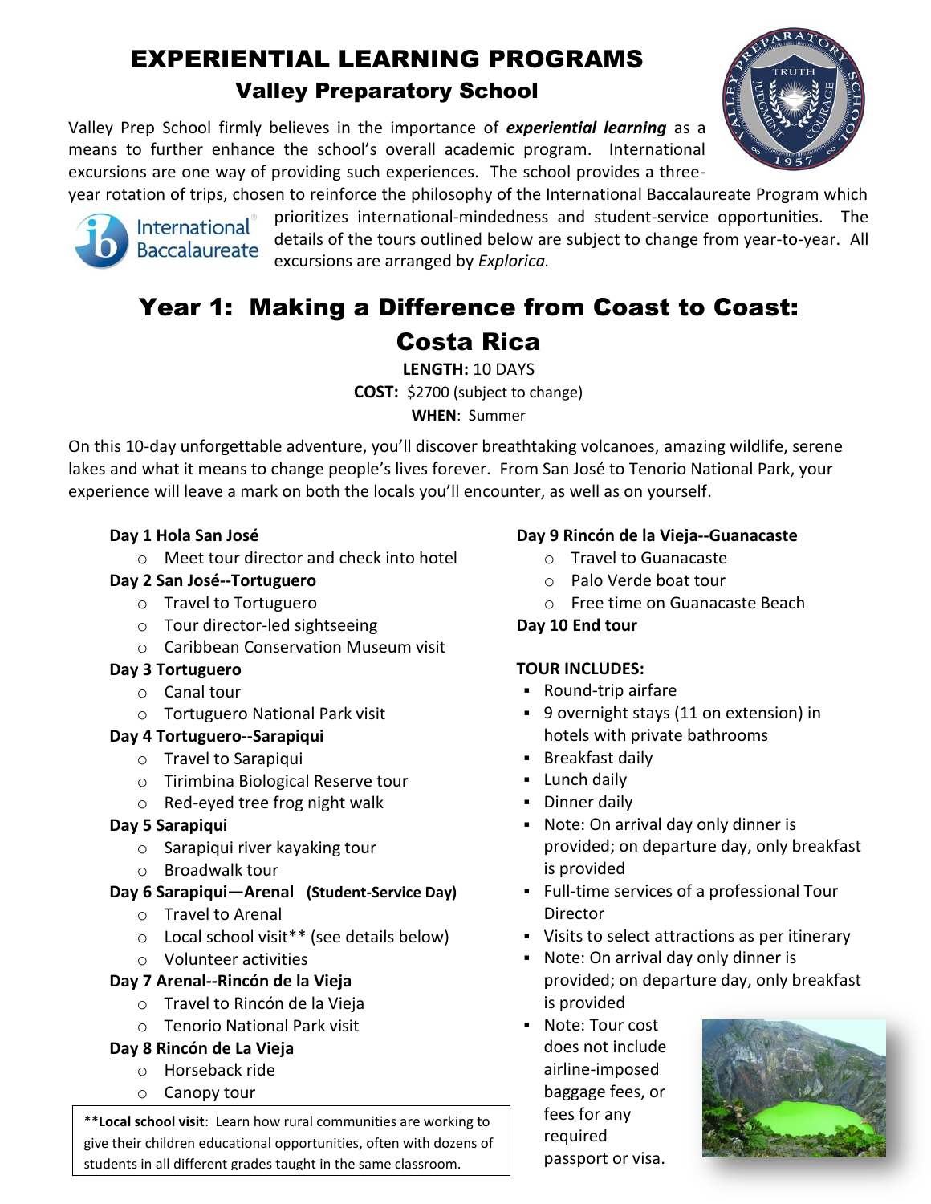# EXPERIENTIAL LEARNING PROGRAMS

## Valley Preparatory School

Valley Prep School firmly believes in the importance of ***experiential learning*** as a means to further enhance the school's overall academic program. International excursions are one way of providing such experiences. The school provides a three-year rotation of trips, chosen to reinforce the philosophy of the International Baccalaureate Program which prioritizes international-mindedness and student-service opportunities. The details of the tours outlined below are subject to change from year-to-year. All excursions are arranged by *Explorica.*

# Year 1: Making a Difference from Coast to Coast: Costa Rica

**LENGTH:** 10 DAYS
**COST:** $2700 (subject to change)
**WHEN**: Summer

On this 10-day unforgettable adventure, you'll discover breathtaking volcanoes, amazing wildlife, serene lakes and what it means to change people's lives forever. From San José to Tenorio National Park, your experience will leave a mark on both the locals you'll encounter, as well as on yourself.

**Day 1 Hola San José**
- Meet tour director and check into hotel

**Day 2 San José--Tortuguero**
- Travel to Tortuguero
- Tour director-led sightseeing
- Caribbean Conservation Museum visit

**Day 3 Tortuguero**
- Canal tour
- Tortuguero National Park visit

**Day 4 Tortuguero--Sarapiqui**
- Travel to Sarapiqui
- Tirimbina Biological Reserve tour
- Red-eyed tree frog night walk

**Day 5 Sarapiqui**
- Sarapiqui river kayaking tour
- Broadwalk tour

**Day 6 Sarapiqui—Arenal (Student-Service Day)**
- Travel to Arenal
- Local school visit** (see details below)
- Volunteer activities

**Day 7 Arenal--Rincón de la Vieja**
- Travel to Rincón de la Vieja
- Tenorio National Park visit

**Day 8 Rincón de La Vieja**
- Horseback ride
- Canopy tour

****Local school visit**: Learn how rural communities are working to give their children educational opportunities, often with dozens of students in all different grades taught in the same classroom.

**Day 9 Rincón de la Vieja--Guanacaste**
- Travel to Guanacaste
- Palo Verde boat tour
- Free time on Guanacaste Beach

**Day 10 End tour**

**TOUR INCLUDES:**
- Round-trip airfare
- 9 overnight stays (11 on extension) in hotels with private bathrooms
- Breakfast daily
- Lunch daily
- Dinner daily
- Note: On arrival day only dinner is provided; on departure day, only breakfast is provided
- Full-time services of a professional Tour Director
- Visits to select attractions as per itinerary
- Note: On arrival day only dinner is provided; on departure day, only breakfast is provided
- Note: Tour cost does not include airline-imposed baggage fees, or fees for any required passport or visa.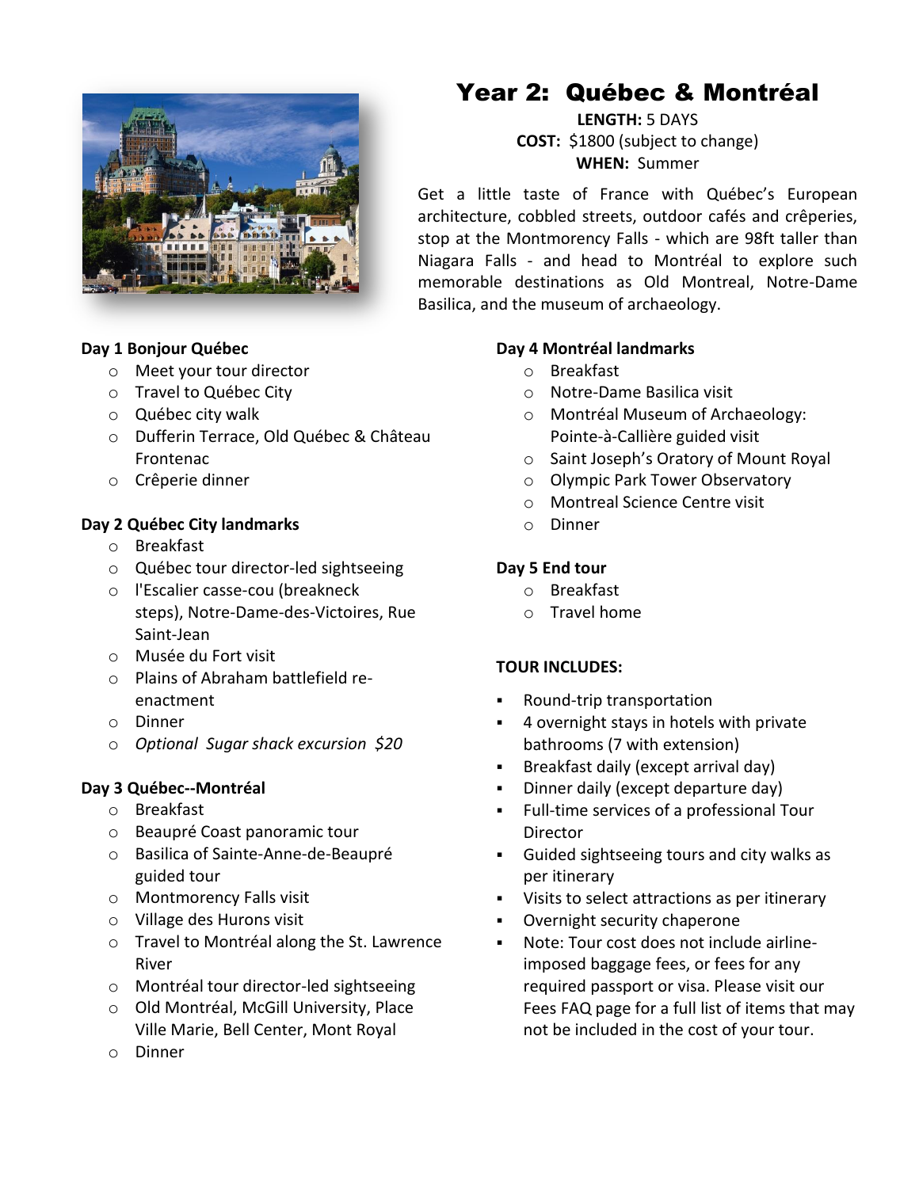# Year 2: Québec & Montréal

**LENGTH:** 5 DAYS
**COST:** $1800 (subject to change)
**WHEN:** Summer

Get a little taste of France with Québec's European architecture, cobbled streets, outdoor cafés and crêperies, stop at the Montmorency Falls - which are 98ft taller than Niagara Falls - and head to Montréal to explore such memorable destinations as Old Montreal, Notre-Dame Basilica, and the museum of archaeology.

**Day 1 Bonjour Québec**

- Meet your tour director
- Travel to Québec City
- Québec city walk
- Dufferin Terrace, Old Québec & Château Frontenac
- Crêperie dinner

**Day 2 Québec City landmarks**

- Breakfast
- Québec tour director-led sightseeing
- l'Escalier casse-cou (breakneck steps), Notre-Dame-des-Victoires, Rue Saint-Jean
- Musée du Fort visit
- Plains of Abraham battlefield re-enactment
- Dinner
- *Optional Sugar shack excursion $20*

**Day 3 Québec--Montréal**

- Breakfast
- Beaupré Coast panoramic tour
- Basilica of Sainte-Anne-de-Beaupré guided tour
- Montmorency Falls visit
- Village des Hurons visit
- Travel to Montréal along the St. Lawrence River
- Montréal tour director-led sightseeing
- Old Montréal, McGill University, Place Ville Marie, Bell Center, Mont Royal
- Dinner

**Day 4 Montréal landmarks**

- Breakfast
- Notre-Dame Basilica visit
- Montréal Museum of Archaeology: Pointe-à-Callière guided visit
- Saint Joseph's Oratory of Mount Royal
- Olympic Park Tower Observatory
- Montreal Science Centre visit
- Dinner

**Day 5 End tour**

- Breakfast
- Travel home

**TOUR INCLUDES:**

- Round-trip transportation
- 4 overnight stays in hotels with private bathrooms (7 with extension)
- Breakfast daily (except arrival day)
- Dinner daily (except departure day)
- Full-time services of a professional Tour Director
- Guided sightseeing tours and city walks as per itinerary
- Visits to select attractions as per itinerary
- Overnight security chaperone
- Note: Tour cost does not include airline-imposed baggage fees, or fees for any required passport or visa. Please visit our Fees FAQ page for a full list of items that may not be included in the cost of your tour.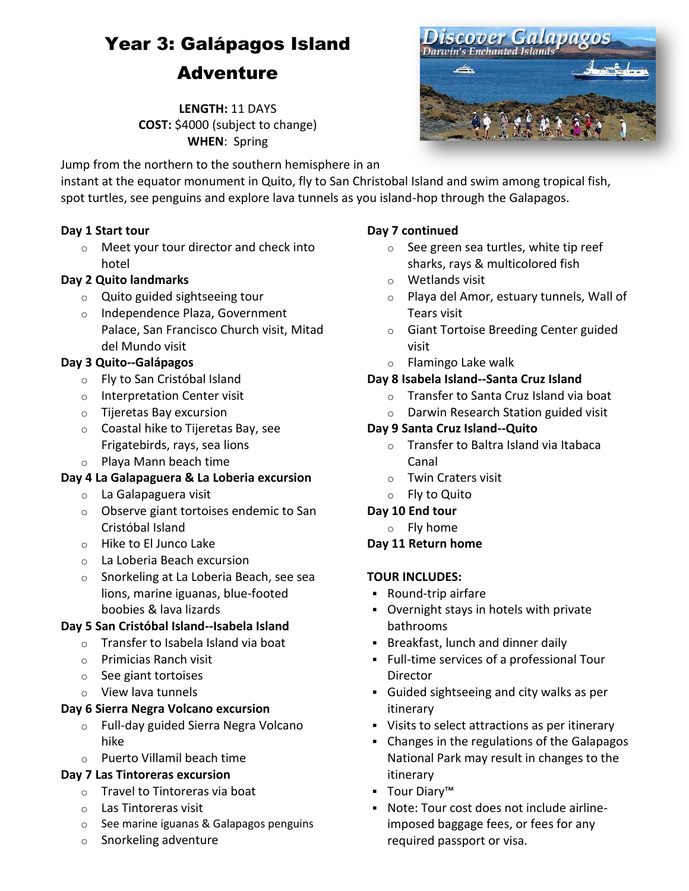# Year 3: Galápagos Island Adventure

**LENGTH:** 11 DAYS
**COST:** $4000 (subject to change)
**WHEN**: Spring

Jump from the northern to the southern hemisphere in an instant at the equator monument in Quito, fly to San Christobal Island and swim among tropical fish, spot turtles, see penguins and explore lava tunnels as you island-hop through the Galapagos.

**Day 1 Start tour**

- Meet your tour director and check into hotel

**Day 2 Quito landmarks**

- Quito guided sightseeing tour
- Independence Plaza, Government Palace, San Francisco Church visit, Mitad del Mundo visit

**Day 3 Quito--Galápagos**

- Fly to San Cristóbal Island
- Interpretation Center visit
- Tijeretas Bay excursion
- Coastal hike to Tijeretas Bay, see Frigatebirds, rays, sea lions
- Playa Mann beach time

**Day 4 La Galapaguera & La Loberia excursion**

- La Galapaguera visit
- Observe giant tortoises endemic to San Cristóbal Island
- Hike to El Junco Lake
- La Loberia Beach excursion
- Snorkeling at La Loberia Beach, see sea lions, marine iguanas, blue-footed boobies & lava lizards

**Day 5 San Cristóbal Island--Isabela Island**

- Transfer to Isabela Island via boat
- Primicias Ranch visit
- See giant tortoises
- View lava tunnels

**Day 6 Sierra Negra Volcano excursion**

- Full-day guided Sierra Negra Volcano hike
- Puerto Villamil beach time

**Day 7 Las Tintoreras excursion**

- Travel to Tintoreras via boat
- Las Tintoreras visit
- See marine iguanas & Galapagos penguins
- Snorkeling adventure

**Day 7 continued**

- See green sea turtles, white tip reef sharks, rays & multicolored fish
- Wetlands visit
- Playa del Amor, estuary tunnels, Wall of Tears visit
- Giant Tortoise Breeding Center guided visit
- Flamingo Lake walk

**Day 8 Isabela Island--Santa Cruz Island**

- Transfer to Santa Cruz Island via boat
- Darwin Research Station guided visit

**Day 9 Santa Cruz Island--Quito**

- Transfer to Baltra Island via Itabaca Canal
- Twin Craters visit
- Fly to Quito

**Day 10 End tour**

- Fly home

**Day 11 Return home**

**TOUR INCLUDES:**

- Round-trip airfare
- Overnight stays in hotels with private bathrooms
- Breakfast, lunch and dinner daily
- Full-time services of a professional Tour Director
- Guided sightseeing and city walks as per itinerary
- Visits to select attractions as per itinerary
- Changes in the regulations of the Galapagos National Park may result in changes to the itinerary
- Tour Diary™
- Note: Tour cost does not include airline-imposed baggage fees, or fees for any required passport or visa.